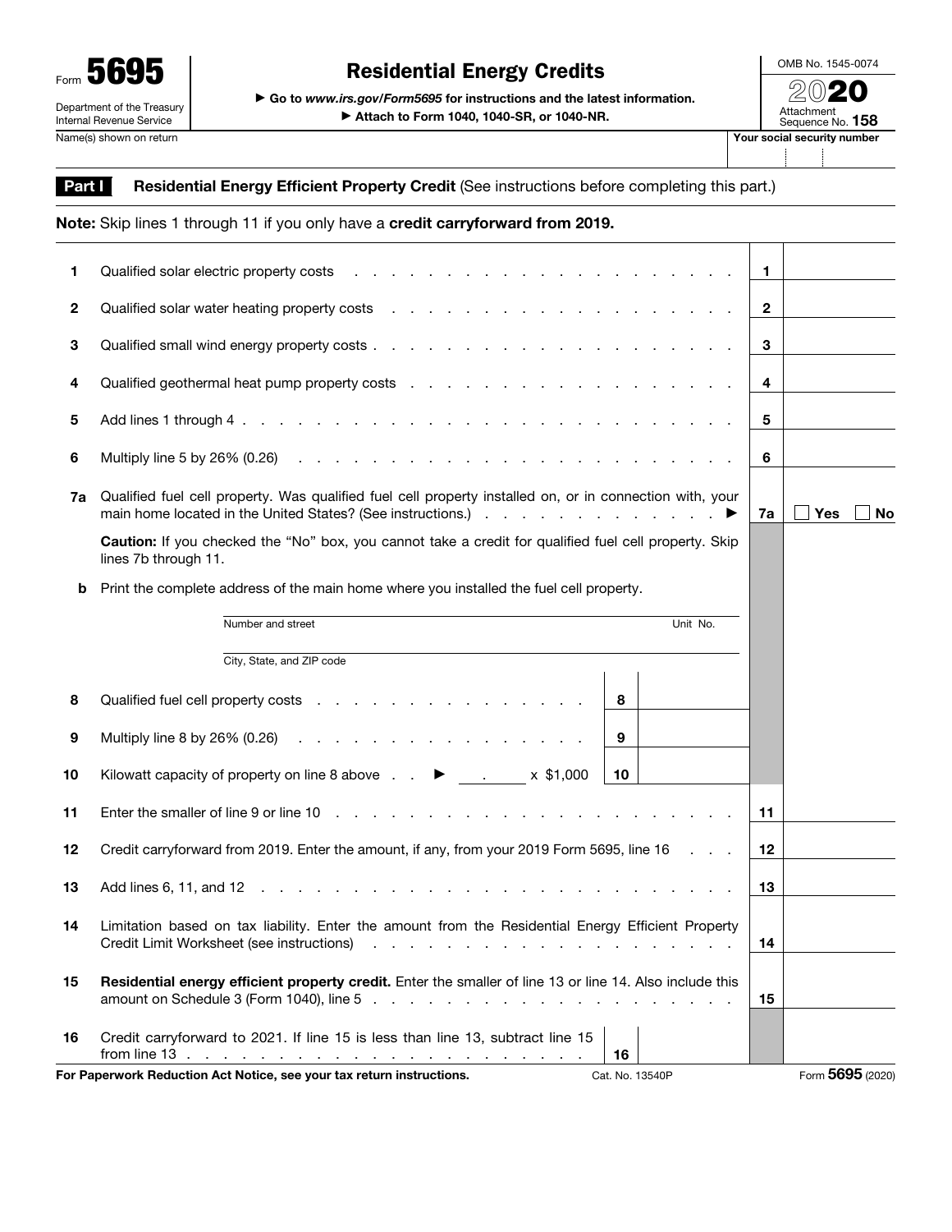Form **5695**

Department of the Treasury
Internal Revenue Service

# Residential Energy Credits

▶ Go to *www.irs.gov/Form5695* for instructions and the latest information.

▶ Attach to Form 1040, 1040-SR, or 1040-NR.

OMB No. 1545-0074

**2020**

Attachment Sequence No. **158**

Name(s) shown on return | Your social security number

## Part I — Residential Energy Efficient Property Credit (See instructions before completing this part.)

**Note:** Skip lines 1 through 11 if you only have a **credit carryforward from 2019.**

| | | | |
|---|---|---|---|
| 1 | Qualified solar electric property costs | 1 | |
| 2 | Qualified solar water heating property costs | 2 | |
| 3 | Qualified small wind energy property costs | 3 | |
| 4 | Qualified geothermal heat pump property costs | 4 | |
| 5 | Add lines 1 through 4 | 5 | |
| 6 | Multiply line 5 by 26% (0.26) | 6 | |
| 7a | Qualified fuel cell property. Was qualified fuel cell property installed on, or in connection with, your main home located in the United States? (See instructions.) ▶ | 7a | ☐ Yes ☐ No |

**Caution:** If you checked the "No" box, you cannot take a credit for qualified fuel cell property. Skip lines 7b through 11.

**b** Print the complete address of the main home where you installed the fuel cell property.

Number and street ______________________ Unit No. ______

City, State, and ZIP code ______________________

| | | | | | |
|---|---|---|---|---|---|
| 8 | Qualified fuel cell property costs | 8 | | | |
| 9 | Multiply line 8 by 26% (0.26) | 9 | | | |
| 10 | Kilowatt capacity of property on line 8 above ▶ ____ . ____ x $1,000 | 10 | | | |
| 11 | Enter the smaller of line 9 or line 10 | | | 11 | |
| 12 | Credit carryforward from 2019. Enter the amount, if any, from your 2019 Form 5695, line 16 | | | 12 | |
| 13 | Add lines 6, 11, and 12 | | | 13 | |
| 14 | Limitation based on tax liability. Enter the amount from the Residential Energy Efficient Property Credit Limit Worksheet (see instructions) | | | 14 | |
| 15 | **Residential energy efficient property credit.** Enter the smaller of line 13 or line 14. Also include this amount on Schedule 3 (Form 1040), line 5 | | | 15 | |
| 16 | Credit carryforward to 2021. If line 15 is less than line 13, subtract line 15 from line 13 | 16 | | | |

**For Paperwork Reduction Act Notice, see your tax return instructions.** Cat. No. 13540P Form **5695** (2020)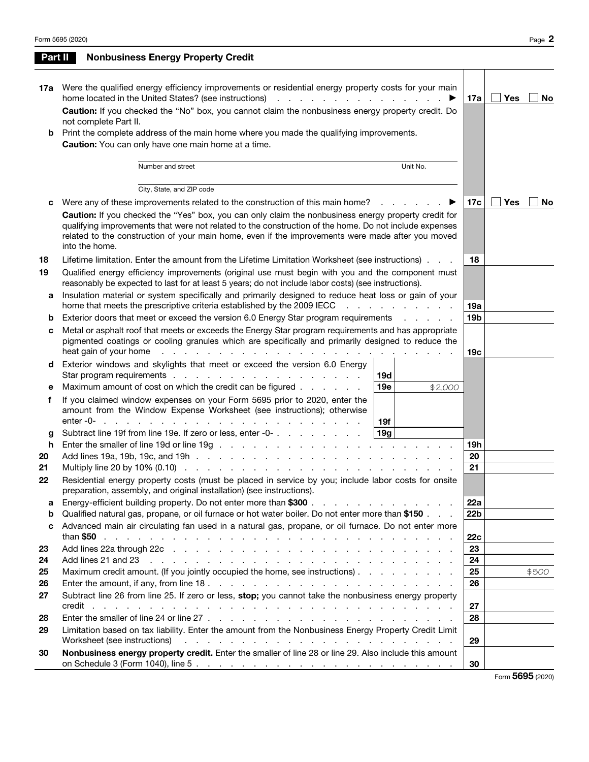## Part II Nonbusiness Energy Property Credit

| | | | | |
|---|---|---|---|---|
| **17a** | Were the qualified energy efficiency improvements or residential energy property costs for your main home located in the United States? (see instructions) ▶ | | **17a** | ☐ Yes ☐ No |
| | **Caution:** If you checked the "No" box, you cannot claim the nonbusiness energy property credit. Do not complete Part II. | | | |
| **b** | Print the complete address of the main home where you made the qualifying improvements. **Caution:** You can only have one main home at a time. | | | |
| | Number and street / Unit No. | | | |
| | City, State, and ZIP code | | | |
| **c** | Were any of these improvements related to the construction of this main home? ▶ | | **17c** | ☐ Yes ☐ No |
| | **Caution:** If you checked the "Yes" box, you can only claim the nonbusiness energy property credit for qualifying improvements that were not related to the construction of the home. Do not include expenses related to the construction of your main home, even if the improvements were made after you moved into the home. | | | |
| **18** | Lifetime limitation. Enter the amount from the Lifetime Limitation Worksheet (see instructions) | | **18** | |
| **19** | Qualified energy efficiency improvements (original use must begin with you and the component must reasonably be expected to last for at least 5 years; do not include labor costs) (see instructions). | | | |
| **a** | Insulation material or system specifically and primarily designed to reduce heat loss or gain of your home that meets the prescriptive criteria established by the 2009 IECC | | **19a** | |
| **b** | Exterior doors that meet or exceed the version 6.0 Energy Star program requirements | | **19b** | |
| **c** | Metal or asphalt roof that meets or exceeds the Energy Star program requirements and has appropriate pigmented coatings or cooling granules which are specifically and primarily designed to reduce the heat gain of your home | | **19c** | |
| **d** | Exterior windows and skylights that meet or exceed the version 6.0 Energy Star program requirements | **19d** | | |
| **e** | Maximum amount of cost on which the credit can be figured | **19e** $2,000 | | |
| **f** | If you claimed window expenses on your Form 5695 prior to 2020, enter the amount from the Window Expense Worksheet (see instructions); otherwise enter -0- | **19f** | | |
| **g** | Subtract line 19f from line 19e. If zero or less, enter -0- | **19g** | | |
| **h** | Enter the smaller of line 19d or line 19g | | **19h** | |
| **20** | Add lines 19a, 19b, 19c, and 19h | | **20** | |
| **21** | Multiply line 20 by 10% (0.10) | | **21** | |
| **22** | Residential energy property costs (must be placed in service by you; include labor costs for onsite preparation, assembly, and original installation) (see instructions). | | | |
| **a** | Energy-efficient building property. Do not enter more than **$300** | | **22a** | |
| **b** | Qualified natural gas, propane, or oil furnace or hot water boiler. Do not enter more than **$150** | | **22b** | |
| **c** | Advanced main air circulating fan used in a natural gas, propane, or oil furnace. Do not enter more than **$50** | | **22c** | |
| **23** | Add lines 22a through 22c | | **23** | |
| **24** | Add lines 21 and 23 | | **24** | |
| **25** | Maximum credit amount. (If you jointly occupied the home, see instructions) | | **25** | $500 |
| **26** | Enter the amount, if any, from line 18 | | **26** | |
| **27** | Subtract line 26 from line 25. If zero or less, **stop;** you cannot take the nonbusiness energy property credit | | **27** | |
| **28** | Enter the smaller of line 24 or line 27 | | **28** | |
| **29** | Limitation based on tax liability. Enter the amount from the Nonbusiness Energy Property Credit Limit Worksheet (see instructions) | | **29** | |
| **30** | **Nonbusiness energy property credit.** Enter the smaller of line 28 or line 29. Also include this amount on Schedule 3 (Form 1040), line 5 | | **30** | |

Form **5695** (2020)